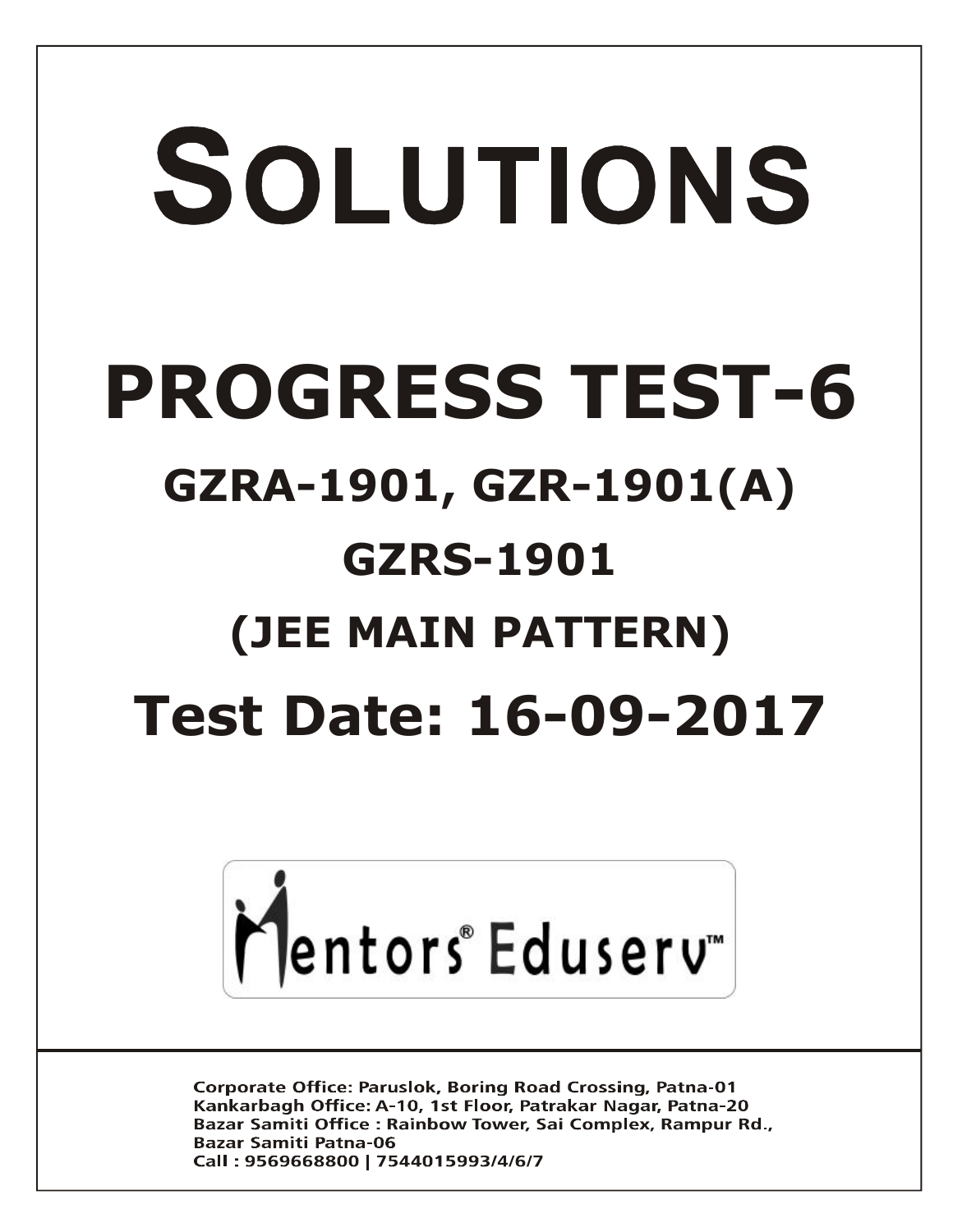# SOLUTIONS

# PROGRESS TEST-6

## GZRA-1901, GZR-1901(A)

## GZRS-1901

## (JEE MAIN PATTERN)

## Test Date: 16-09-2017

Mentors® Eduserv™

Corporate Office: Paruslok, Boring Road Crossing, Patna-01
Kankarbagh Office: A-10, 1st Floor, Patrakar Nagar, Patna-20
Bazar Samiti Office : Rainbow Tower, Sai Complex, Rampur Rd., Bazar Samiti Patna-06
Call : 9569668800 | 7544015993/4/6/7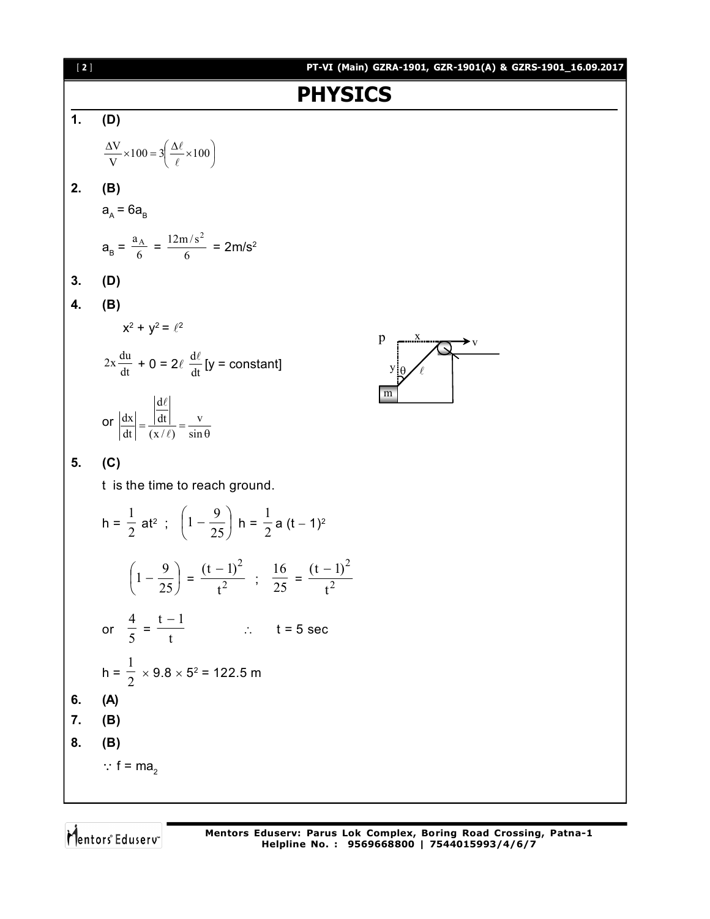# PHYSICS

**1.** **(D)**

$$\frac{\Delta V}{V} \times 100 = 3\left(\frac{\Delta \ell}{\ell} \times 100\right)$$

**2.** **(B)**

$a_A = 6a_B$

$a_B = \frac{a_A}{6} = \frac{12 m/s^2}{6} = 2m/s^2$

**3.** **(D)**

**4.** **(B)**

$x^2 + y^2 = \ell^2$

$2x\frac{du}{dt} + 0 = 2\ell \frac{d\ell}{dt}$ [y = constant]

or $\left|\frac{dx}{dt}\right| = \frac{\left|\frac{d\ell}{dt}\right|}{(x/\ell)} = \frac{v}{\sin\theta}$

**5.** **(C)**

t is the time to reach ground.

$h = \frac{1}{2} at^2$ ; $\left(1 - \frac{9}{25}\right) h = \frac{1}{2} a (t - 1)^2$

$\left(1 - \frac{9}{25}\right) = \frac{(t-1)^2}{t^2}$ ; $\frac{16}{25} = \frac{(t-1)^2}{t^2}$

or $\frac{4}{5} = \frac{t-1}{t}$ $\therefore$ t = 5 sec

$h = \frac{1}{2} \times 9.8 \times 5^2 = 122.5$ m

**6.** **(A)**

**7.** **(B)**

**8.** **(B)**

$\because f = ma_2$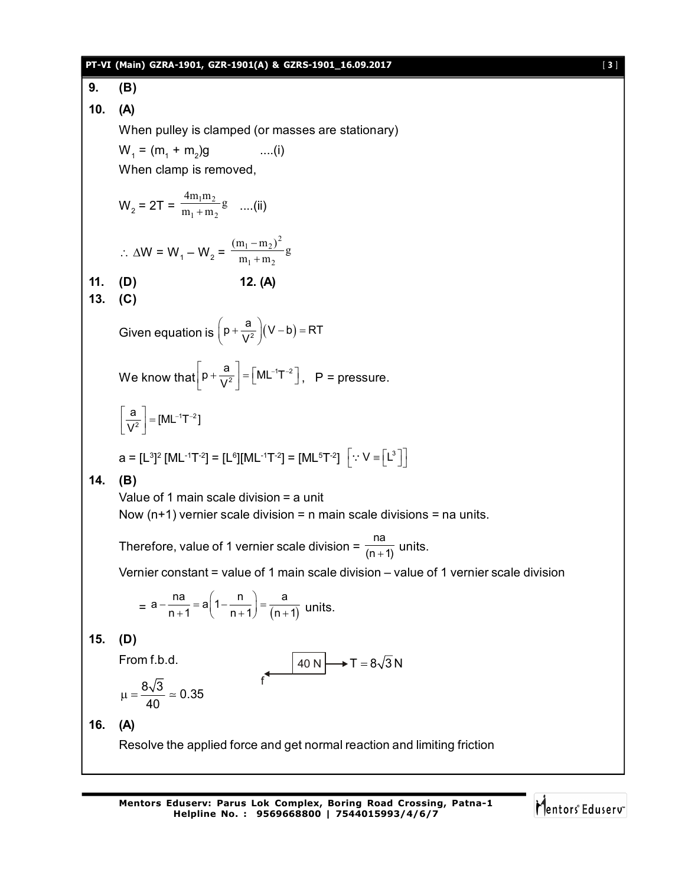**9. (B)**

**10. (A)**

When pulley is clamped (or masses are stationary)

$W_1 = (m_1 + m_2)g$ ....(i)

When clamp is removed,

$W_2 = 2T = \frac{4m_1m_2}{m_1 + m_2}g$ ....(ii)

$\therefore \Delta W = W_1 - W_2 = \frac{(m_1 - m_2)^2}{m_1 + m_2}g$

**11. (D)** **12. (A)**

**13. (C)**

Given equation is $\left(p + \frac{a}{V^2}\right)(V - b) = RT$

We know that $\left[p + \frac{a}{V^2}\right] = \left[ML^{-1}T^{-2}\right]$, P = pressure.

$\left[\frac{a}{V^2}\right] = [ML^{-1}T^{-2}]$

$a = [L^3]^2 [ML^{-1}T^{-2}] = [L^6][ML^{-1}T^{-2}] = [ML^5T^{-2}]$ $\left[\because V \equiv \left[L^3\right]\right]$

**14. (B)**

Value of 1 main scale division = a unit

Now (n+1) vernier scale division = n main scale divisions = na units.

Therefore, value of 1 vernier scale division = $\frac{na}{(n+1)}$ units.

Vernier constant = value of 1 main scale division – value of 1 vernier scale division

$= a - \frac{na}{n+1} = a\left(1 - \frac{n}{n+1}\right) = \frac{a}{(n+1)}$ units.

**15. (D)**

From f.b.d.

f ← [40 N] → $T = 8\sqrt{3}$ N

$\mu = \frac{8\sqrt{3}}{40} \simeq 0.35$

**16. (A)**

Resolve the applied force and get normal reaction and limiting friction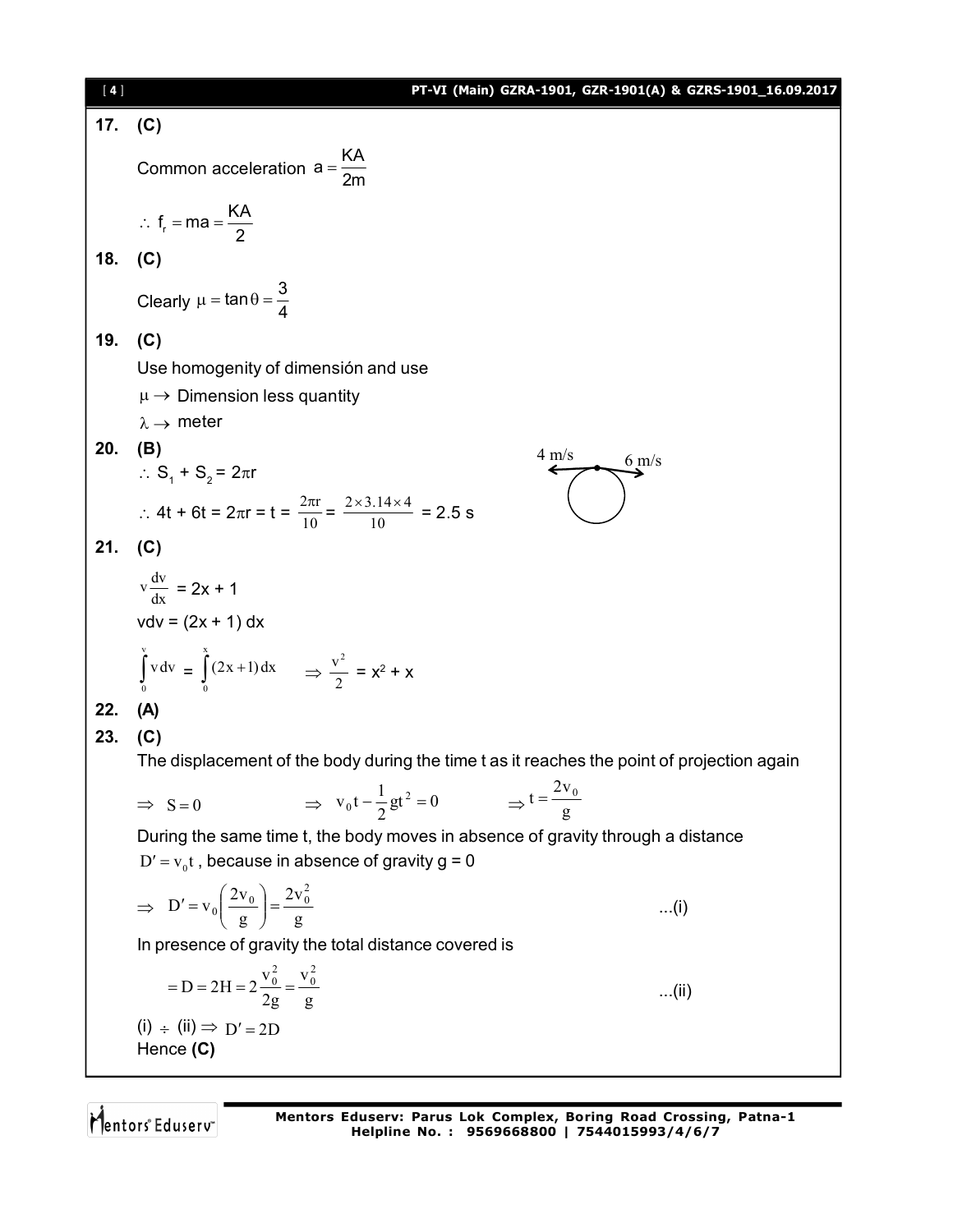**17. (C)**

Common acceleration $a = \dfrac{KA}{2m}$

$\therefore\ f_r = ma = \dfrac{KA}{2}$

**18. (C)**

Clearly $\mu = \tan\theta = \dfrac{3}{4}$

**19. (C)**

Use homogenity of dimensión and use

$\mu \rightarrow$ Dimension less quantity

$\lambda \rightarrow$ meter

**20. (B)**

4 m/s    6 m/s

$\therefore\ S_1 + S_2 = 2\pi r$

$\therefore\ 4t + 6t = 2\pi r = t = \dfrac{2\pi r}{10} = \dfrac{2 \times 3.14 \times 4}{10} = 2.5$ s

**21. (C)**

$v\dfrac{dv}{dx} = 2x + 1$

$vdv = (2x + 1)\,dx$

$\displaystyle\int_0^v v\,dv = \int_0^x (2x+1)\,dx \quad \Rightarrow \frac{v^2}{2} = x^2 + x$

**22. (A)**

**23. (C)**

The displacement of the body during the time t as it reaches the point of projection again

$\Rightarrow\ S = 0 \qquad \Rightarrow\ v_0 t - \dfrac{1}{2}gt^2 = 0 \qquad \Rightarrow t = \dfrac{2v_0}{g}$

During the same time t, the body moves in absence of gravity through a distance $D' = v_0 t$, because in absence of gravity g = 0

$\Rightarrow\ D' = v_0\left(\dfrac{2v_0}{g}\right) = \dfrac{2v_0^2}{g}$ ...(i)

In presence of gravity the total distance covered is

$= D = 2H = 2\dfrac{v_0^2}{2g} = \dfrac{v_0^2}{g}$ ...(ii)

(i) $\div$ (ii) $\Rightarrow D' = 2D$

Hence **(C)**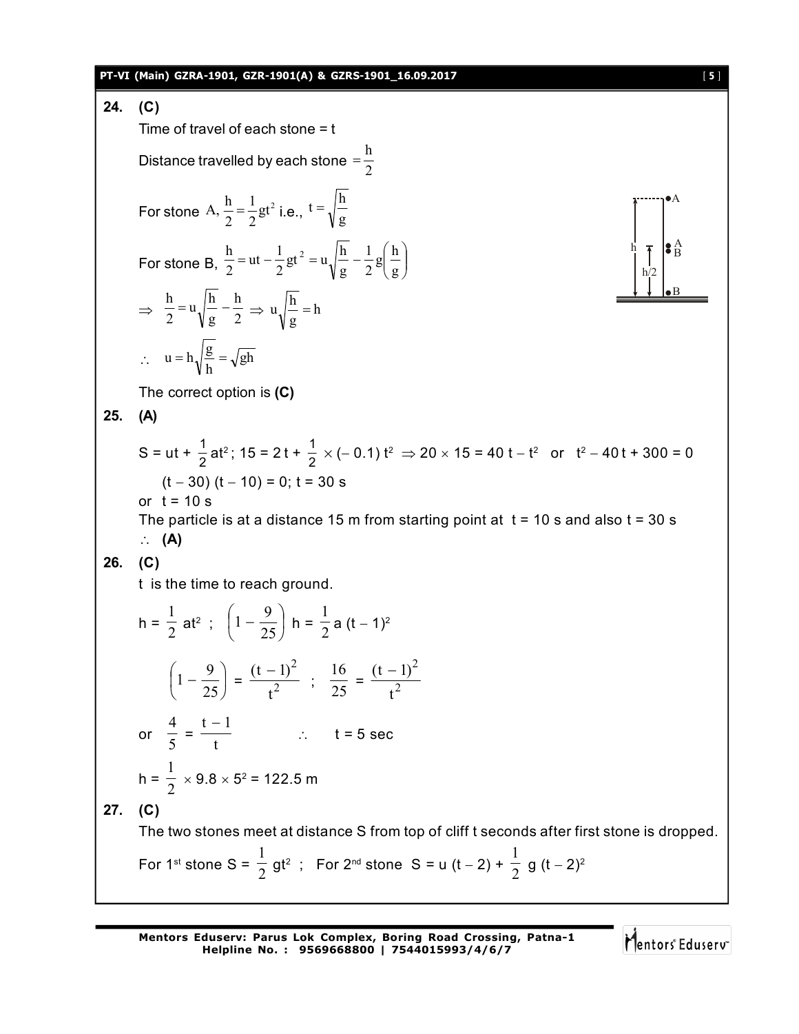**24. (C)**

Time of travel of each stone = t

Distance travelled by each stone $= \frac{h}{2}$

For stone A, $\frac{h}{2} = \frac{1}{2}gt^2$ i.e., $t = \sqrt{\frac{h}{g}}$

For stone B, $\frac{h}{2} = ut - \frac{1}{2}gt^2 = u\sqrt{\frac{h}{g}} - \frac{1}{2}g\left(\frac{h}{g}\right)$

$\Rightarrow \frac{h}{2} = u\sqrt{\frac{h}{g}} - \frac{h}{2} \Rightarrow u\sqrt{\frac{h}{g}} = h$

$\therefore \quad u = h\sqrt{\frac{g}{h}} = \sqrt{gh}$

The correct option is **(C)**

**25. (A)**

$S = ut + \frac{1}{2}at^2$; $15 = 2t + \frac{1}{2} \times (-0.1)t^2 \Rightarrow 20 \times 15 = 40t - t^2$ or $t^2 - 40t + 300 = 0$

$(t - 30)(t - 10) = 0$; $t = 30$ s

or $t = 10$ s

The particle is at a distance 15 m from starting point at $t = 10$ s and also $t = 30$ s

$\therefore$ **(A)**

**26. (C)**

t is the time to reach ground.

$h = \frac{1}{2}at^2$ ; $\left(1 - \frac{9}{25}\right)h = \frac{1}{2}a(t-1)^2$

$\left(1 - \frac{9}{25}\right) = \frac{(t-1)^2}{t^2}$ ; $\frac{16}{25} = \frac{(t-1)^2}{t^2}$

or $\frac{4}{5} = \frac{t-1}{t}$ $\qquad \therefore \quad t = 5$ sec

$h = \frac{1}{2} \times 9.8 \times 5^2 = 122.5$ m

**27. (C)**

The two stones meet at distance S from top of cliff t seconds after first stone is dropped.

For 1st stone $S = \frac{1}{2}gt^2$ ; For 2nd stone $S = u(t-2) + \frac{1}{2}g(t-2)^2$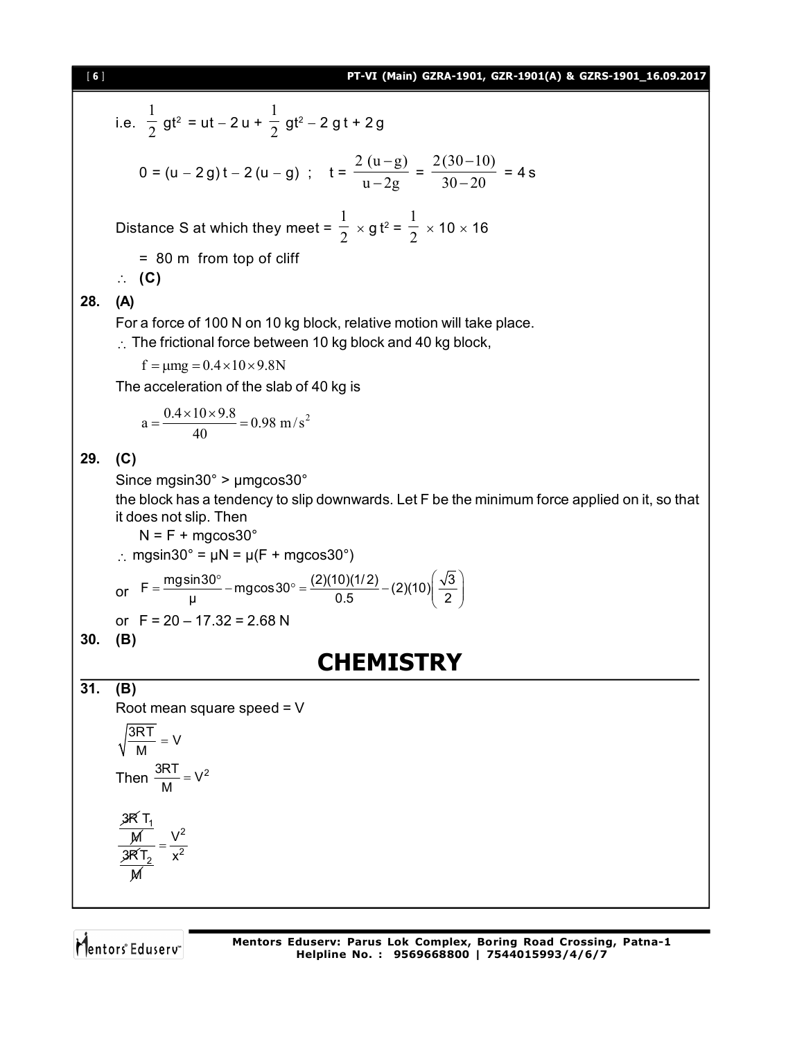i.e. $\frac{1}{2}$ gt$^2$ = ut – 2 u + $\frac{1}{2}$ gt$^2$ – 2 g t + 2 g

$0 = (u - 2g)t - 2(u - g)$ ; $t = \frac{2(u-g)}{u-2g} = \frac{2(30-10)}{30-20} = 4$ s

Distance S at which they meet = $\frac{1}{2} \times g t^2 = \frac{1}{2} \times 10 \times 16$

= 80 m from top of cliff

$\therefore$ **(C)**

**28. (A)**

For a force of 100 N on 10 kg block, relative motion will take place.

$\therefore$ The frictional force between 10 kg block and 40 kg block,

$$f = \mu mg = 0.4 \times 10 \times 9.8 \text{N}$$

The acceleration of the slab of 40 kg is

$$a = \frac{0.4 \times 10 \times 9.8}{40} = 0.98 \text{ m/s}^2$$

**29. (C)**

Since mgsin30° > μmgcos30°

the block has a tendency to slip downwards. Let F be the minimum force applied on it, so that it does not slip. Then

N = F + mgcos30°

$\therefore$ mgsin30° = μN = μ(F + mgcos30°)

or $F = \frac{mg\sin 30^\circ}{\mu} - mg\cos 30^\circ = \frac{(2)(10)(1/2)}{0.5} - (2)(10)\left(\frac{\sqrt{3}}{2}\right)$

or F = 20 – 17.32 = 2.68 N

**30. (B)**

# CHEMISTRY

**31. (B)**

Root mean square speed = V

$$\sqrt{\frac{3RT}{M}} = V$$

Then $\frac{3RT}{M} = V^2$

$$\frac{\frac{3RT_1}{M}}{\frac{3RT_2}{M}} = \frac{V^2}{x^2}$$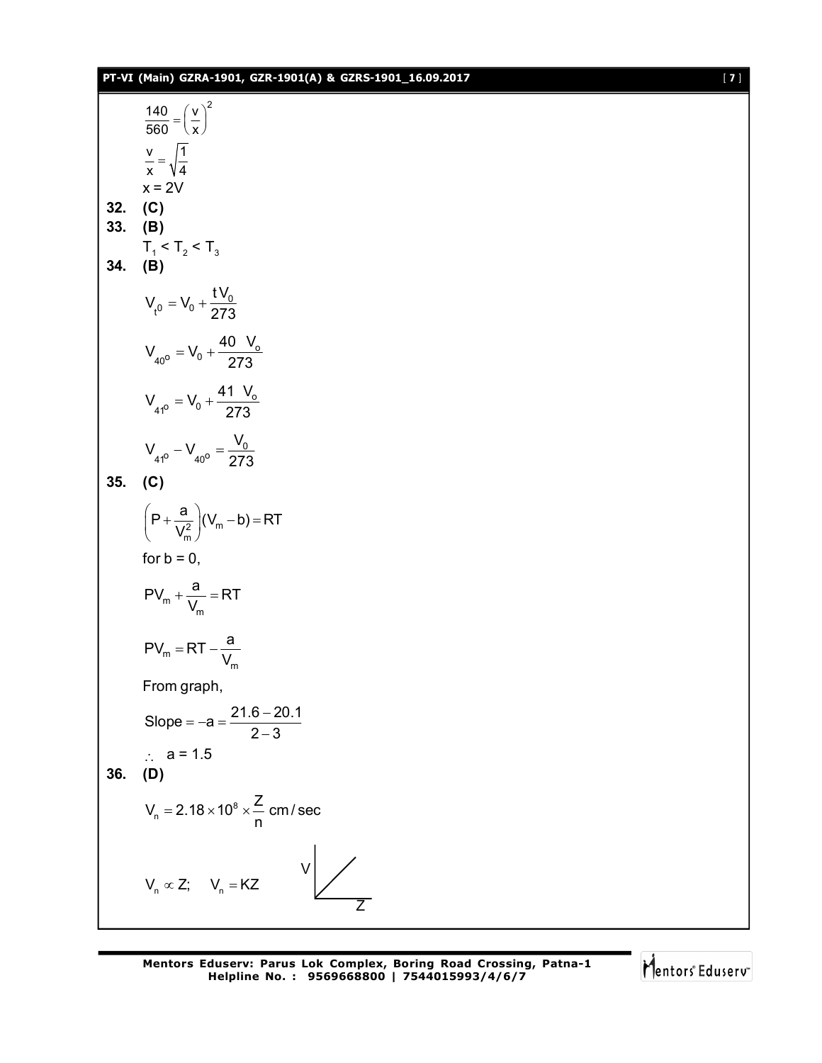$$\frac{140}{560} = \left(\frac{v}{x}\right)^2$$

$$\frac{v}{x} = \sqrt{\frac{1}{4}}$$

$x = 2V$

**32. (C)**

**33. (B)**

$T_1 < T_2 < T_3$

**34. (B)**

$$V_{t^0} = V_0 + \frac{tV_0}{273}$$

$$V_{40^o} = V_0 + \frac{40\ \ V_o}{273}$$

$$V_{41^o} = V_0 + \frac{41\ \ V_o}{273}$$

$$V_{41^o} - V_{40^o} = \frac{V_0}{273}$$

**35. (C)**

$$\left(P + \frac{a}{V_m^2}\right)(V_m - b) = RT$$

for b = 0,

$$PV_m + \frac{a}{V_m} = RT$$

$$PV_m = RT - \frac{a}{V_m}$$

From graph,

$$\text{Slope} = -a = \frac{21.6 - 20.1}{2 - 3}$$

$\therefore\ \ a = 1.5$

**36. (D)**

$$V_n = 2.18 \times 10^8 \times \frac{Z}{n}\ \text{cm/sec}$$

$V_n \propto Z; \quad V_n = KZ$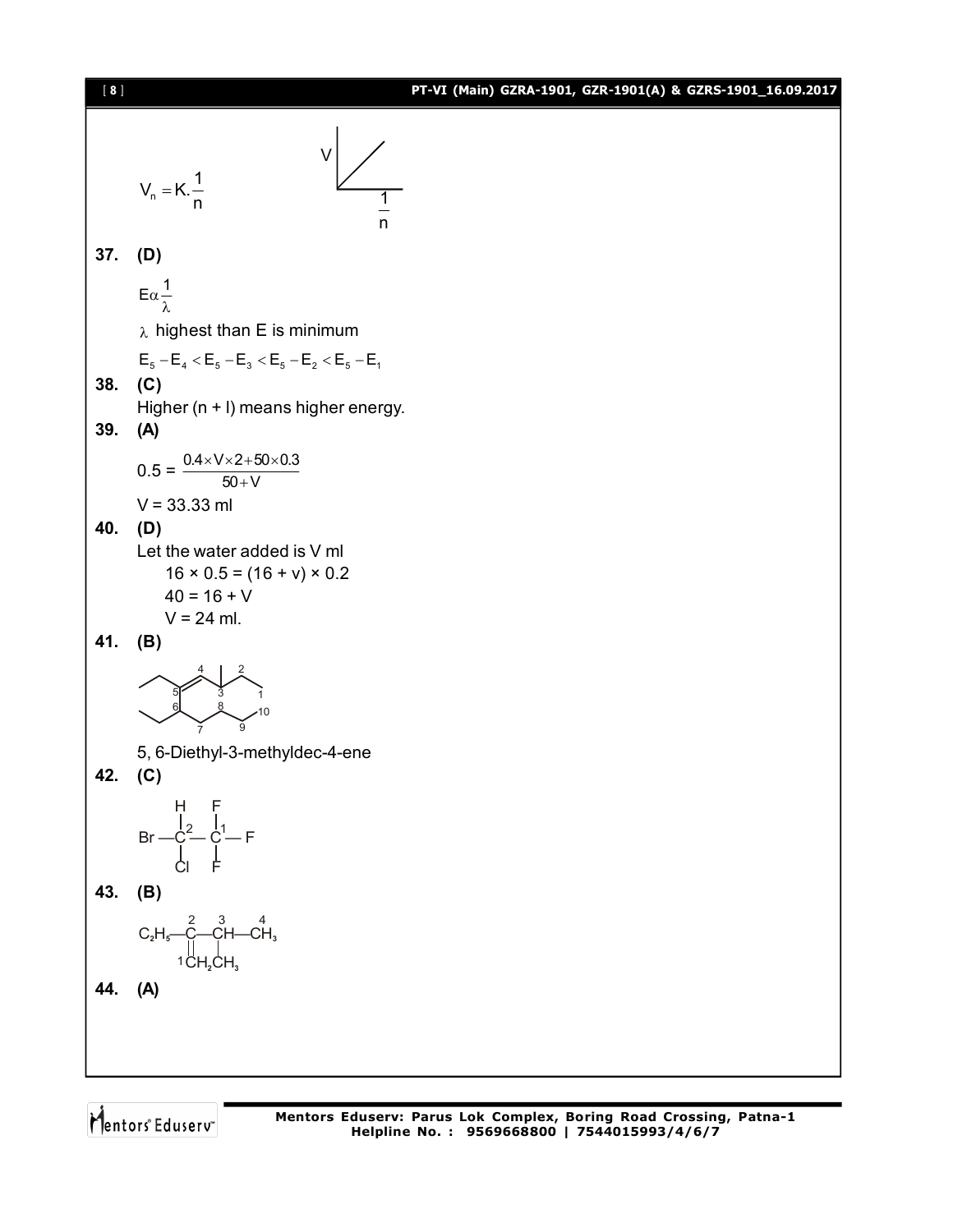$$V_n = K.\frac{1}{n}$$

(Graph: V vs $\frac{1}{n}$, straight line through origin)

**37. (D)**

$E \alpha \frac{1}{\lambda}$

$\lambda$ highest than E is minimum

$E_5 - E_4 < E_5 - E_3 < E_5 - E_2 < E_5 - E_1$

**38. (C)**

Higher (n + l) means higher energy.

**39. (A)**

$$0.5 = \frac{0.4 \times V \times 2 + 50 \times 0.3}{50 + V}$$

V = 33.33 ml

**40. (D)**

Let the water added is V ml

$16 \times 0.5 = (16 + v) \times 0.2$

$40 = 16 + V$

$V = 24$ ml.

**41. (B)**

(Structure with carbons numbered 1–10)

5, 6-Diethyl-3-methyldec-4-ene

**42. (C)**

$Br - \overset{H}{\underset{Cl}{C^2}} - \overset{F}{\underset{F}{C^1}} - F$

**43. (B)**

$C_2H_5 - \overset{2}{C}(={}^{1}CH_2) - \overset{3}{C}H(CH_3) - \overset{4}{C}H_3$

**44. (A)**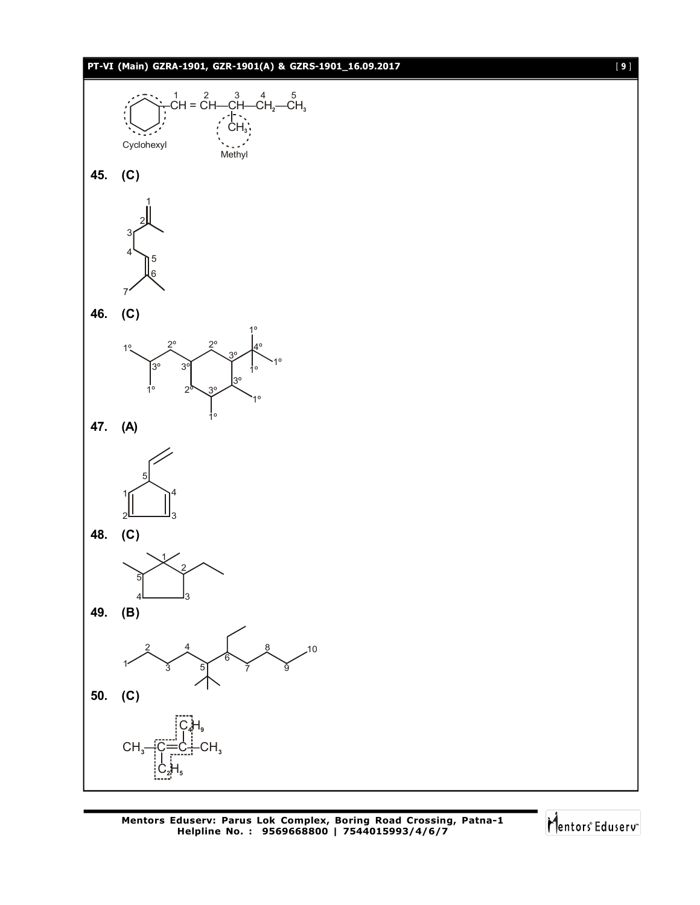Cyclohexyl — $\overset{1}{C}H = \overset{2}{C}H - \overset{3}{C}H(CH_3) - \overset{4}{C}H_2 - \overset{5}{C}H_3$

Cyclohexyl     Methyl

**45. (C)**

**46. (C)**

**47. (A)**

**48. (C)**

**49. (B)**

**50. (C)**

$CH_3 - C(C_2H_5) = C(C_4H_9) - CH_3$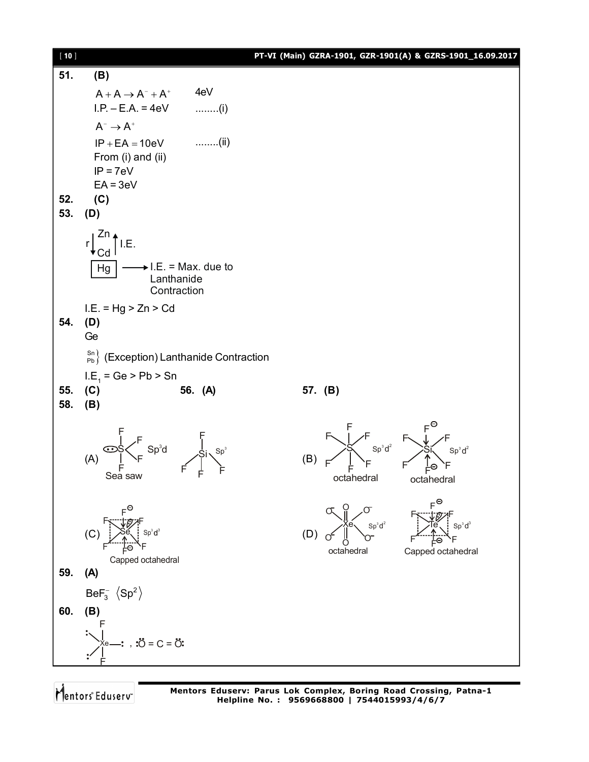**51.** **(B)**

$A + A \rightarrow A^- + A^+$ 4eV

I.P. – E.A. = 4eV ........(i)

$A^- \rightarrow A^+$

$IP + EA = 10eV$ ........(ii)

From (i) and (ii)

IP = 7eV

EA = 3eV

**52.** **(C)**

**53.** **(D)**

Zn, Cd: r ↓ (Zn → Cd), I.E. ↑ (Cd → Zn)

Hg ⟶ I.E. = Max. due to Lanthanide Contraction

I.E. = Hg > Zn > Cd

**54.** **(D)**

Ge

Sn, Pb } (Exception) Lanthanide Contraction

$I.E_1$ = Ge > Pb > Sn

**55.** **(C)** **56.** **(A)** **57.** **(B)**

**58.** **(B)**

(A) $SF_4$ — $Sp^3d$, Sea saw; $SiF_4$ — $Sp^3$

(B) $SF_6$ — $Sp^3d^2$, octahedral; $SiF_6^{2-}$ — $Sp^3d^2$, octahedral

(C) $SeF_6^{2-}$ — $Sp^3d^3$, Capped octahedral

(D) $XeO_6^{4-}$ — $Sp^3d^2$, octahedral; $TeF_6^{2-}$ — $Sp^3d^3$, Capped octahedral

**59.** **(A)**

$BeF_3^-$ $\langle Sp^2 \rangle$

**60.** **(B)**

$XeF_2$ (F–Xe–F with three lone pairs on Xe), $:\ddot{O} = C = \ddot{O}:$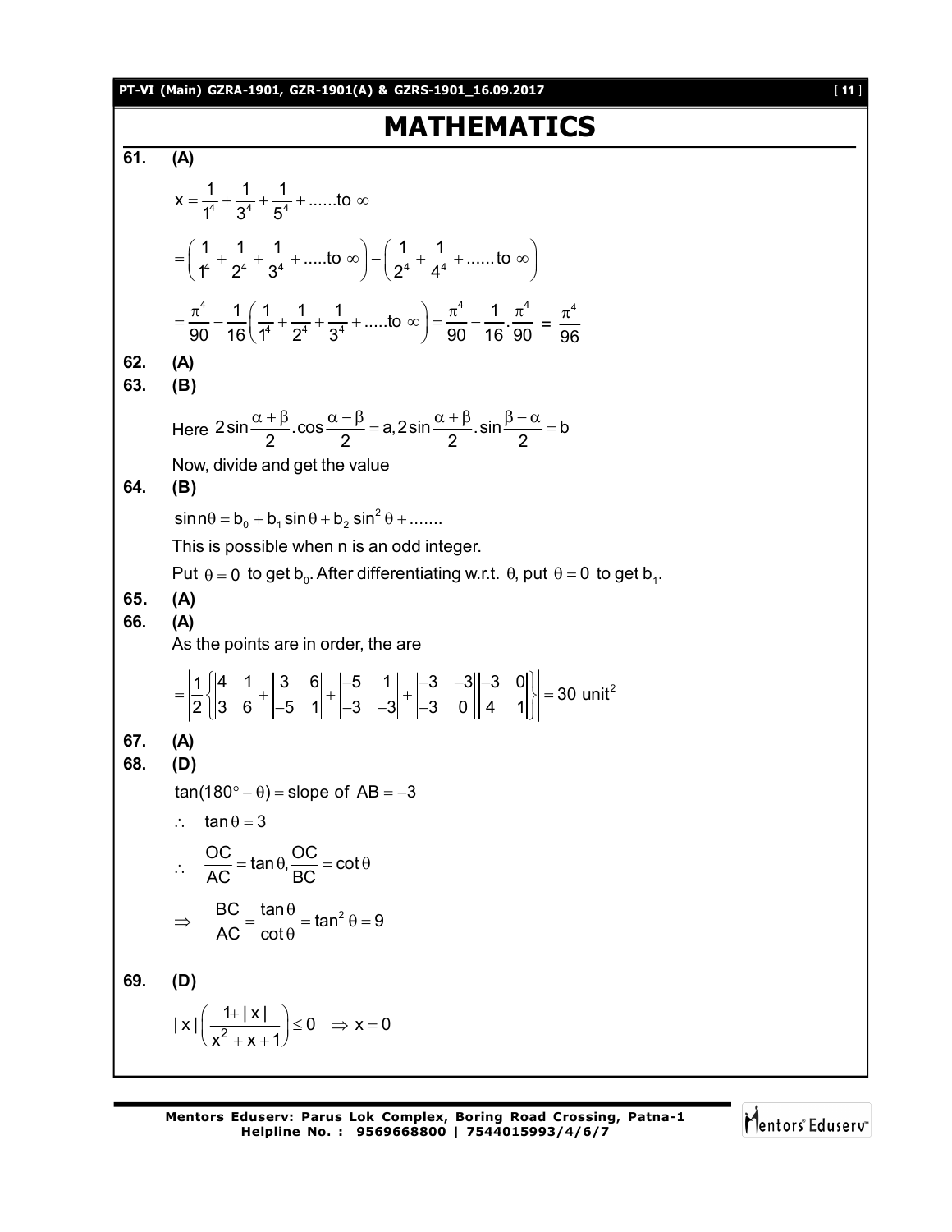# MATHEMATICS

**61. (A)**

$$x = \frac{1}{1^4} + \frac{1}{3^4} + \frac{1}{5^4} + ......\text{to } \infty$$

$$= \left(\frac{1}{1^4} + \frac{1}{2^4} + \frac{1}{3^4} + .....\text{to } \infty\right) - \left(\frac{1}{2^4} + \frac{1}{4^4} + ......\text{to } \infty\right)$$

$$= \frac{\pi^4}{90} - \frac{1}{16}\left(\frac{1}{1^4} + \frac{1}{2^4} + \frac{1}{3^4} + .....\text{to } \infty\right) = \frac{\pi^4}{90} - \frac{1}{16}.\frac{\pi^4}{90} = \frac{\pi^4}{96}$$

**62. (A)**

**63. (B)**

Here $2\sin\frac{\alpha+\beta}{2}.\cos\frac{\alpha-\beta}{2} = a, 2\sin\frac{\alpha+\beta}{2}.\sin\frac{\beta-\alpha}{2} = b$

Now, divide and get the value

**64. (B)**

$\sin n\theta = b_0 + b_1 \sin\theta + b_2 \sin^2\theta + .......$

This is possible when n is an odd integer.

Put $\theta = 0$ to get $b_0$. After differentiating w.r.t. $\theta$, put $\theta = 0$ to get $b_1$.

**65. (A)**

**66. (A)**

As the points are in order, the are

$$= \left|\frac{1}{2}\left\{\begin{vmatrix} 4 & 1 \\ 3 & 6 \end{vmatrix} + \begin{vmatrix} 3 & 6 \\ -5 & 1 \end{vmatrix} + \begin{vmatrix} -5 & 1 \\ -3 & -3 \end{vmatrix} + \begin{vmatrix} -3 & -3 \\ -3 & 0 \end{vmatrix}\begin{vmatrix} -3 & 0 \\ 4 & 1 \end{vmatrix}\right\}\right| = 30 \text{ unit}^2$$

**67. (A)**

**68. (D)**

$\tan(180° - \theta) = \text{slope of } AB = -3$

$\therefore \quad \tan\theta = 3$

$\therefore \quad \frac{OC}{AC} = \tan\theta, \frac{OC}{BC} = \cot\theta$

$\Rightarrow \quad \frac{BC}{AC} = \frac{\tan\theta}{\cot\theta} = \tan^2\theta = 9$

**69. (D)**

$|x|\left(\frac{1+|x|}{x^2+x+1}\right) \le 0 \quad \Rightarrow x = 0$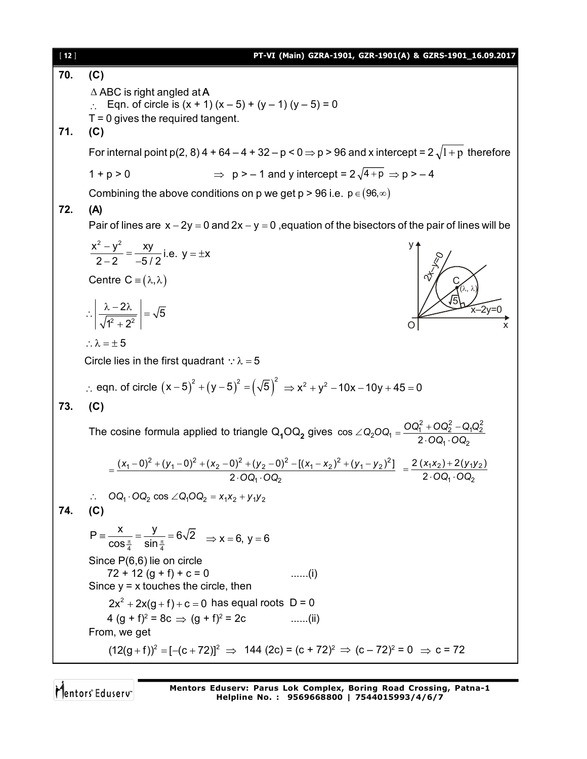**70. (C)**

$\Delta$ ABC is right angled at A

$\therefore$ Eqn. of circle is $(x + 1)(x - 5) + (y - 1)(y - 5) = 0$

T = 0 gives the required tangent.

**71. (C)**

For internal point p(2, 8) $4 + 64 - 4 + 32 - p < 0 \Rightarrow p > 96$ and x intercept = $2\sqrt{1+p}$ therefore

$1 + p > 0 \qquad \Rightarrow \; p > -1$ and y intercept = $2\sqrt{4+p} \Rightarrow p > -4$

Combining the above conditions on p we get p > 96 i.e. $p \in (96, \infty)$

**72. (A)**

Pair of lines are $x - 2y = 0$ and $2x - y = 0$ ,equation of the bisectors of the pair of lines will be

$\frac{x^2 - y^2}{2 - 2} = \frac{xy}{-5/2}$ i.e. $y = \pm x$

Centre $C \equiv (\lambda, \lambda)$

$\therefore \left| \frac{\lambda - 2\lambda}{\sqrt{1^2 + 2^2}} \right| = \sqrt{5}$

$\therefore \lambda = \pm 5$

Circle lies in the first quadrant $\because \lambda = 5$

$\therefore$ eqn. of circle $(x-5)^2 + (y-5)^2 = (\sqrt{5})^2 \Rightarrow x^2 + y^2 - 10x - 10y + 45 = 0$

**73. (C)**

The cosine formula applied to triangle $Q_1OQ_2$ gives $\cos \angle Q_2OQ_1 = \frac{OQ_1^2 + OQ_2^2 - Q_1Q_2^2}{2 \cdot OQ_1 \cdot OQ_2}$

$$= \frac{(x_1 - 0)^2 + (y_1 - 0)^2 + (x_2 - 0)^2 + (y_2 - 0)^2 - [(x_1 - x_2)^2 + (y_1 - y_2)^2]}{2 \cdot OQ_1 \cdot OQ_2} = \frac{2(x_1x_2) + 2(y_1y_2)}{2 \cdot OQ_1 \cdot OQ_2}$$

$\therefore \quad OQ_1 \cdot OQ_2 \cos \angle Q_1OQ_2 = x_1x_2 + y_1y_2$

**74. (C)**

$P \equiv \frac{x}{\cos\frac{\pi}{4}} = \frac{y}{\sin\frac{\pi}{4}} = 6\sqrt{2} \quad \Rightarrow x = 6,\, y = 6$

Since P(6,6) lie on circle

$72 + 12(g + f) + c = 0$ ......(i)

Since y = x touches the circle, then

$2x^2 + 2x(g+f) + c = 0$ has equal roots D = 0

$4(g + f)^2 = 8c \Rightarrow (g + f)^2 = 2c$ ......(ii)

From, we get

$(12(g+f))^2 = [-(c+72)]^2 \Rightarrow 144(2c) = (c + 72)^2 \Rightarrow (c - 72)^2 = 0 \Rightarrow c = 72$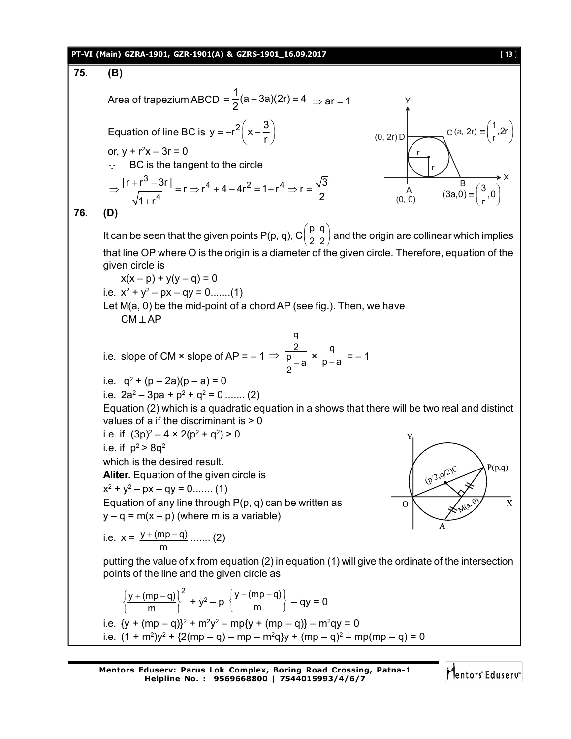**75. (B)**

Area of trapezium ABCD $= \frac{1}{2}(a+3a)(2r) = 4 \Rightarrow ar = 1$

Equation of line BC is $y = -r^2\left(x - \frac{3}{r}\right)$

or, $y + r^2x - 3r = 0$

$\because$ BC is the tangent to the circle

$\Rightarrow \frac{|r + r^3 - 3r|}{\sqrt{1+r^4}} = r \Rightarrow r^4 + 4 - 4r^2 = 1 + r^4 \Rightarrow r = \frac{\sqrt{3}}{2}$

**76. (D)**

It can be seen that the given points P(p, q), $C\left(\frac{p}{2}, \frac{q}{2}\right)$ and the origin are collinear which implies that line OP where O is the origin is a diameter of the given circle. Therefore, equation of the given circle is

$x(x - p) + y(y - q) = 0$

i.e. $x^2 + y^2 - px - qy = 0$.......(1)

Let M(a, 0) be the mid-point of a chord AP (see fig.). Then, we have

$CM \perp AP$

i.e. slope of CM × slope of AP = – 1 $\Rightarrow \frac{\frac{q}{2}}{\frac{p}{2} - a} \times \frac{q}{p-a} = -1$

i.e. $q^2 + (p - 2a)(p - a) = 0$

i.e. $2a^2 - 3pa + p^2 + q^2 = 0$ ....... (2)

Equation (2) which is a quadratic equation in a shows that there will be two real and distinct values of a if the discriminant is > 0

i.e. if $(3p)^2 - 4 \times 2(p^2 + q^2) > 0$

i.e. if $p^2 > 8q^2$

which is the desired result.

**Aliter.** Equation of the given circle is

$x^2 + y^2 - px - qy = 0$....... (1)

Equation of any line through P(p, q) can be written as

$y - q = m(x - p)$ (where m is a variable)

i.e. $x = \frac{y + (mp - q)}{m}$ ....... (2)

putting the value of x from equation (2) in equation (1) will give the ordinate of the intersection points of the line and the given circle as

$$\left\{\frac{y + (mp - q)}{m}\right\}^2 + y^2 - p\left\{\frac{y + (mp - q)}{m}\right\} - qy = 0$$

i.e. $\{y + (mp - q)\}^2 + m^2y^2 - mp\{y + (mp - q)\} - m^2qy = 0$

i.e. $(1 + m^2)y^2 + \{2(mp - q) - mp - m^2q\}y + (mp - q)^2 - mp(mp - q) = 0$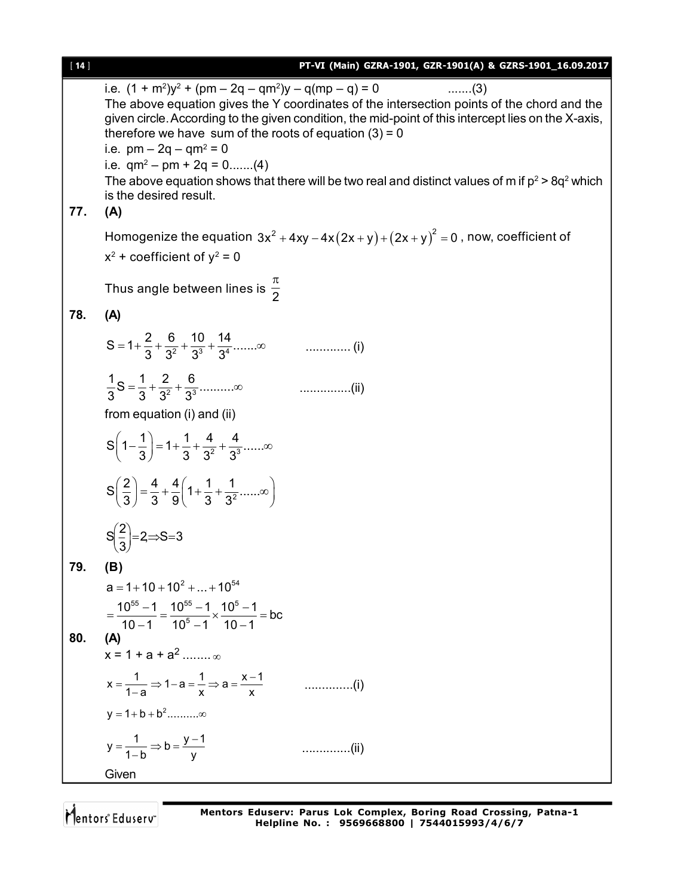i.e. $(1 + m^2)y^2 + (pm - 2q - qm^2)y - q(mp - q) = 0$ .......(3)

The above equation gives the Y coordinates of the intersection points of the chord and the given circle. According to the given condition, the mid-point of this intercept lies on the X-axis, therefore we have sum of the roots of equation (3) = 0

i.e. $pm - 2q - qm^2 = 0$

i.e. $qm^2 - pm + 2q = 0$.......(4)

The above equation shows that there will be two real and distinct values of m if $p^2 > 8q^2$ which is the desired result.

**77. (A)**

Homogenize the equation $3x^2 + 4xy - 4x(2x+y) + (2x+y)^2 = 0$, now, coefficient of $x^2$ + coefficient of $y^2 = 0$

Thus angle between lines is $\frac{\pi}{2}$

**78. (A)**

$$S = 1 + \frac{2}{3} + \frac{6}{3^2} + \frac{10}{3^3} + \frac{14}{3^4}.......\infty \qquad ............ (i)$$

$$\frac{1}{3}S = \frac{1}{3} + \frac{2}{3^2} + \frac{6}{3^3}..........\infty \qquad ..............(ii)$$

from equation (i) and (ii)

$$S\left(1 - \frac{1}{3}\right) = 1 + \frac{1}{3} + \frac{4}{3^2} + \frac{4}{3^3}......\infty$$

$$S\left(\frac{2}{3}\right) = \frac{4}{3} + \frac{4}{9}\left(1 + \frac{1}{3} + \frac{1}{3^2}......\infty\right)$$

$$S\left(\frac{2}{3}\right) = 2 \Rightarrow S = 3$$

**79. (B)**

$$a = 1 + 10 + 10^2 + ... + 10^{54}$$

$$= \frac{10^{55} - 1}{10 - 1} = \frac{10^{55} - 1}{10^5 - 1} \times \frac{10^5 - 1}{10 - 1} = bc$$

**80. (A)**

$x = 1 + a + a^2$ ........ $\infty$

$$x = \frac{1}{1-a} \Rightarrow 1 - a = \frac{1}{x} \Rightarrow a = \frac{x-1}{x} \qquad ..............(i)$$

$$y = 1 + b + b^2..........\infty$$

$$y = \frac{1}{1-b} \Rightarrow b = \frac{y-1}{y} \qquad ..............(ii)$$

Given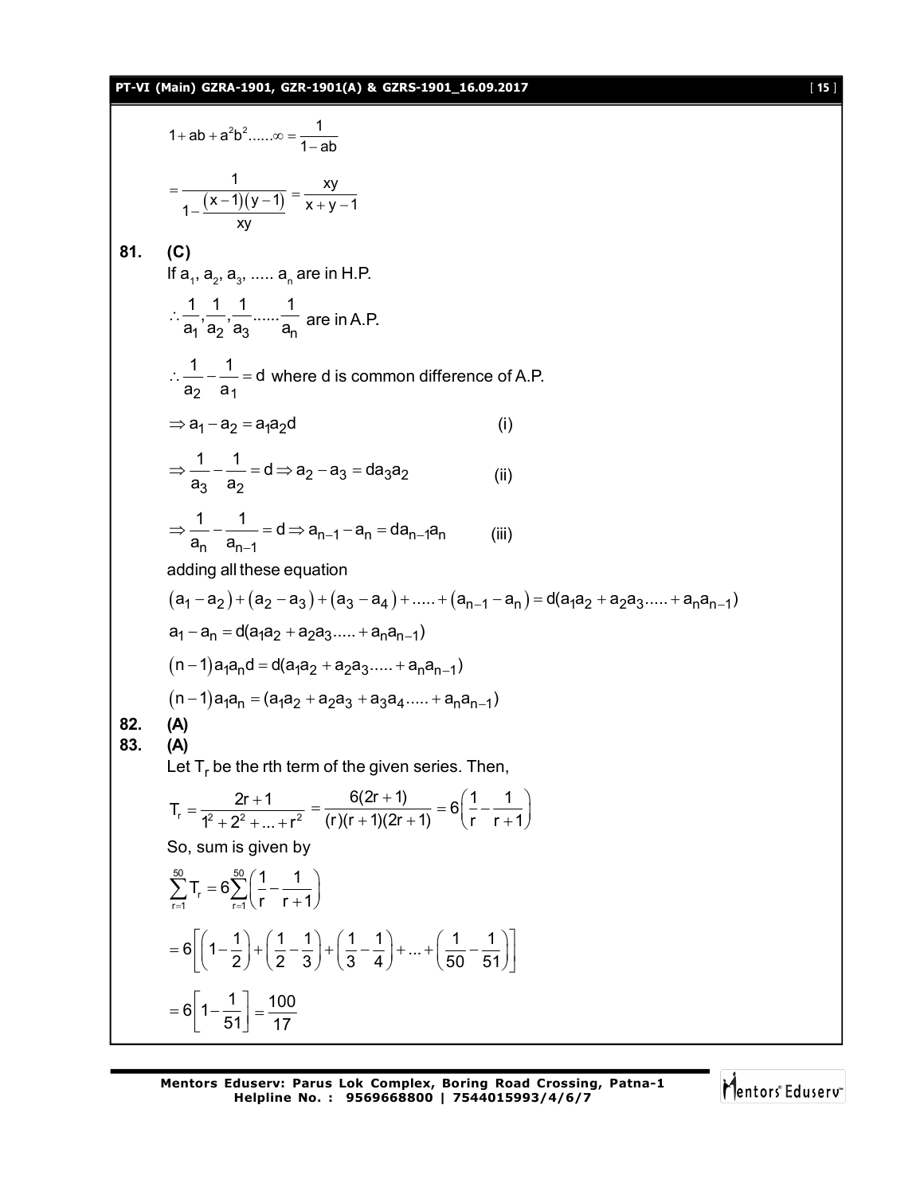$$1 + ab + a^2b^2 ......\infty = \frac{1}{1-ab}$$

$$= \frac{1}{1 - \frac{(x-1)(y-1)}{xy}} = \frac{xy}{x+y-1}$$

**81. (C)**

If $a_1, a_2, a_3, ..... a_n$ are in H.P.

$\therefore \frac{1}{a_1}, \frac{1}{a_2}, \frac{1}{a_3} ...... \frac{1}{a_n}$ are in A.P.

$\therefore \frac{1}{a_2} - \frac{1}{a_1} = d$ where d is common difference of A.P.

$$\Rightarrow a_1 - a_2 = a_1 a_2 d \qquad \text{(i)}$$

$$\Rightarrow \frac{1}{a_3} - \frac{1}{a_2} = d \Rightarrow a_2 - a_3 = d a_3 a_2 \qquad \text{(ii)}$$

$$\Rightarrow \frac{1}{a_n} - \frac{1}{a_{n-1}} = d \Rightarrow a_{n-1} - a_n = d a_{n-1} a_n \qquad \text{(iii)}$$

adding all these equation

$$(a_1 - a_2) + (a_2 - a_3) + (a_3 - a_4) + ..... + (a_{n-1} - a_n) = d(a_1a_2 + a_2a_3 ..... + a_na_{n-1})$$

$$a_1 - a_n = d(a_1a_2 + a_2a_3 ..... + a_na_{n-1})$$

$$(n-1)a_1a_nd = d(a_1a_2 + a_2a_3 ..... + a_na_{n-1})$$

$$(n-1)a_1a_n = (a_1a_2 + a_2a_3 + a_3a_4 ..... + a_na_{n-1})$$

**82. (A)**

**83. (A)**

Let $T_r$ be the rth term of the given series. Then,

$$T_r = \frac{2r+1}{1^2 + 2^2 + ... + r^2} = \frac{6(2r+1)}{(r)(r+1)(2r+1)} = 6\left(\frac{1}{r} - \frac{1}{r+1}\right)$$

So, sum is given by

$$\sum_{r=1}^{50} T_r = 6 \sum_{r=1}^{50} \left(\frac{1}{r} - \frac{1}{r+1}\right)$$

$$= 6\left[\left(1 - \frac{1}{2}\right) + \left(\frac{1}{2} - \frac{1}{3}\right) + \left(\frac{1}{3} - \frac{1}{4}\right) + ... + \left(\frac{1}{50} - \frac{1}{51}\right)\right]$$

$$= 6\left[1 - \frac{1}{51}\right] = \frac{100}{17}$$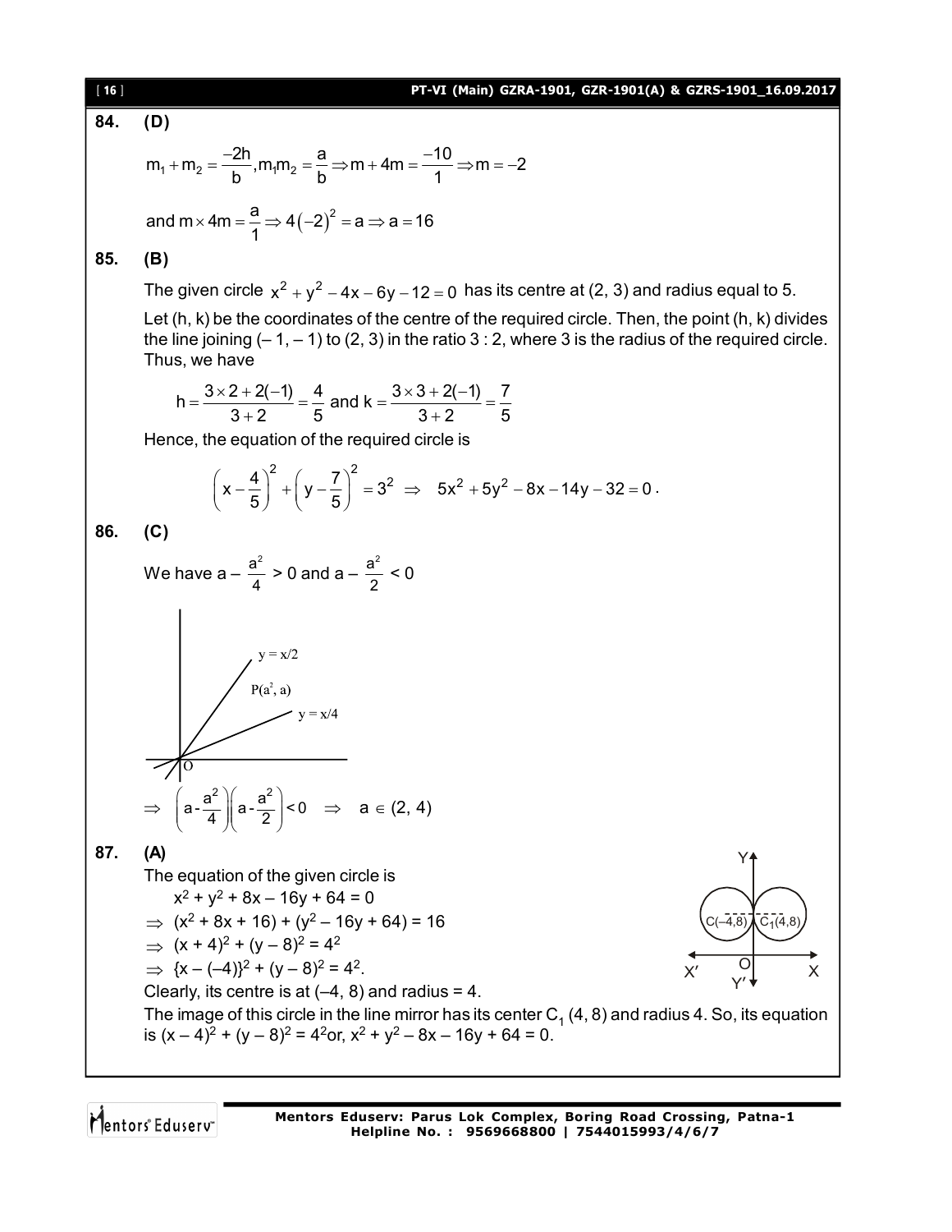**84. (D)**

$$m_1 + m_2 = \frac{-2h}{b}, m_1 m_2 = \frac{a}{b} \Rightarrow m + 4m = \frac{-10}{1} \Rightarrow m = -2$$

$$\text{and } m \times 4m = \frac{a}{1} \Rightarrow 4(-2)^2 = a \Rightarrow a = 16$$

**85. (B)**

The given circle $x^2 + y^2 - 4x - 6y - 12 = 0$ has its centre at (2, 3) and radius equal to 5.

Let (h, k) be the coordinates of the centre of the required circle. Then, the point (h, k) divides the line joining (– 1, – 1) to (2, 3) in the ratio 3 : 2, where 3 is the radius of the required circle. Thus, we have

$$h = \frac{3 \times 2 + 2(-1)}{3+2} = \frac{4}{5} \text{ and } k = \frac{3 \times 3 + 2(-1)}{3+2} = \frac{7}{5}$$

Hence, the equation of the required circle is

$$\left(x - \frac{4}{5}\right)^2 + \left(y - \frac{7}{5}\right)^2 = 3^2 \Rightarrow 5x^2 + 5y^2 - 8x - 14y - 32 = 0.$$

**86. (C)**

We have $a - \frac{a^2}{4} > 0$ and $a - \frac{a^2}{2} < 0$

(Figure: lines $y = x/2$ and $y = x/4$ through O, with point $P(a^2, a)$ between them)

$$\Rightarrow \left(a - \frac{a^2}{4}\right)\left(a - \frac{a^2}{2}\right) < 0 \Rightarrow a \in (2, 4)$$

**87. (A)**

The equation of the given circle is

$x^2 + y^2 + 8x - 16y + 64 = 0$

$\Rightarrow (x^2 + 8x + 16) + (y^2 - 16y + 64) = 16$

$\Rightarrow (x + 4)^2 + (y - 8)^2 = 4^2$

$\Rightarrow \{x - (-4)\}^2 + (y - 8)^2 = 4^2.$

Clearly, its centre is at (–4, 8) and radius = 4.

The image of this circle in the line mirror has its center $C_1$ (4, 8) and radius 4. So, its equation is $(x - 4)^2 + (y - 8)^2 = 4^2$ or, $x^2 + y^2 - 8x - 16y + 64 = 0$.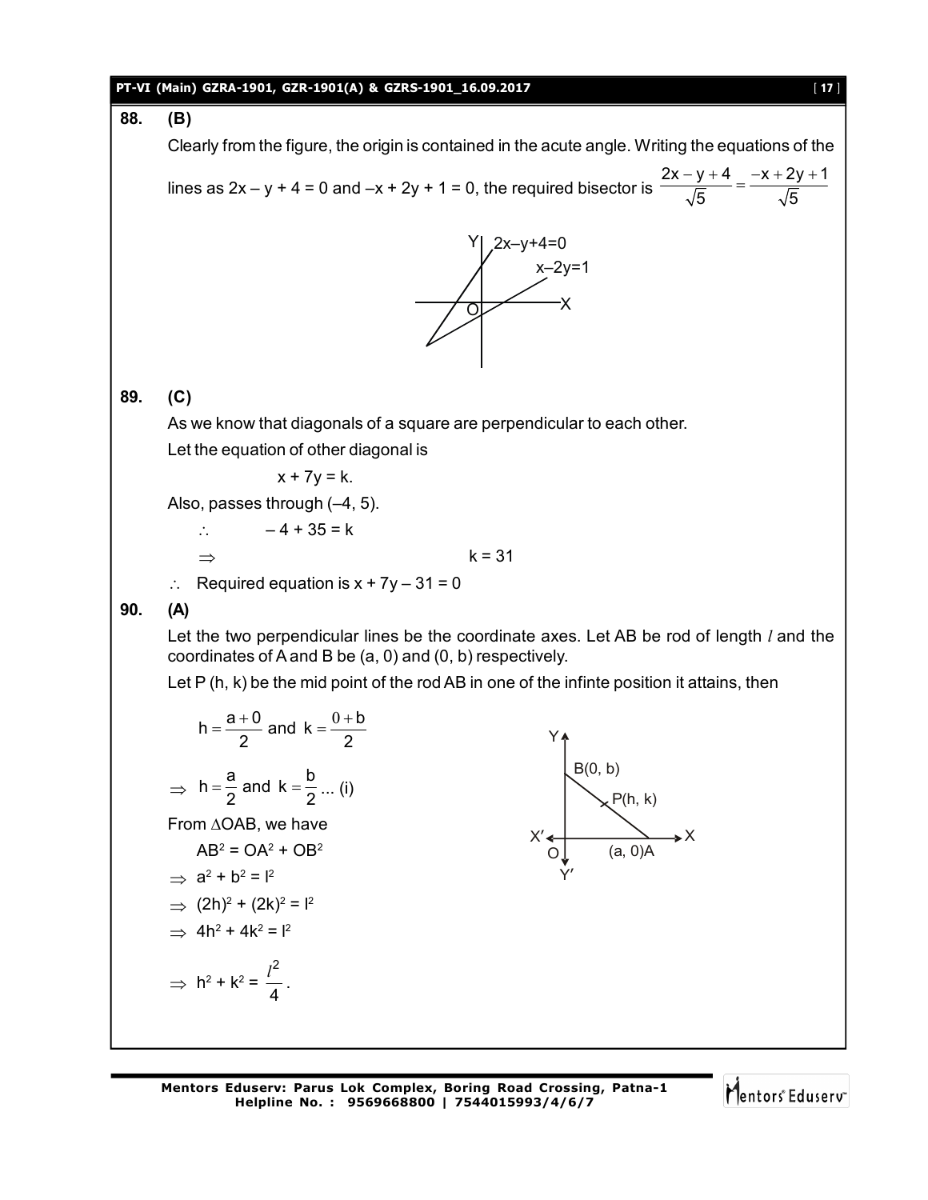**88. (B)**

Clearly from the figure, the origin is contained in the acute angle. Writing the equations of the lines as $2x - y + 4 = 0$ and $-x + 2y + 1 = 0$, the required bisector is $\frac{2x - y + 4}{\sqrt{5}} = \frac{-x + 2y + 1}{\sqrt{5}}$

Y
2x–y+4=0
x–2y=1
O
X

**89. (C)**

As we know that diagonals of a square are perpendicular to each other.

Let the equation of other diagonal is

$$x + 7y = k.$$

Also, passes through (–4, 5).

$\therefore \quad -4 + 35 = k$

$\Rightarrow \quad k = 31$

$\therefore$ Required equation is $x + 7y - 31 = 0$

**90. (A)**

Let the two perpendicular lines be the coordinate axes. Let AB be rod of length $l$ and the coordinates of A and B be (a, 0) and (0, b) respectively.

Let P (h, k) be the mid point of the rod AB in one of the infinte position it attains, then

$$h = \frac{a + 0}{2} \text{ and } k = \frac{0 + b}{2}$$

$$\Rightarrow h = \frac{a}{2} \text{ and } k = \frac{b}{2} \text{ ... (i)}$$

From $\Delta OAB$, we have

$$AB^2 = OA^2 + OB^2$$

$\Rightarrow a^2 + b^2 = l^2$

$\Rightarrow (2h)^2 + (2k)^2 = l^2$

$\Rightarrow 4h^2 + 4k^2 = l^2$

$\Rightarrow h^2 + k^2 = \frac{l^2}{4}.$

Y
B(0, b)
P(h, k)
X′
X
O
(a, 0)A
Y′